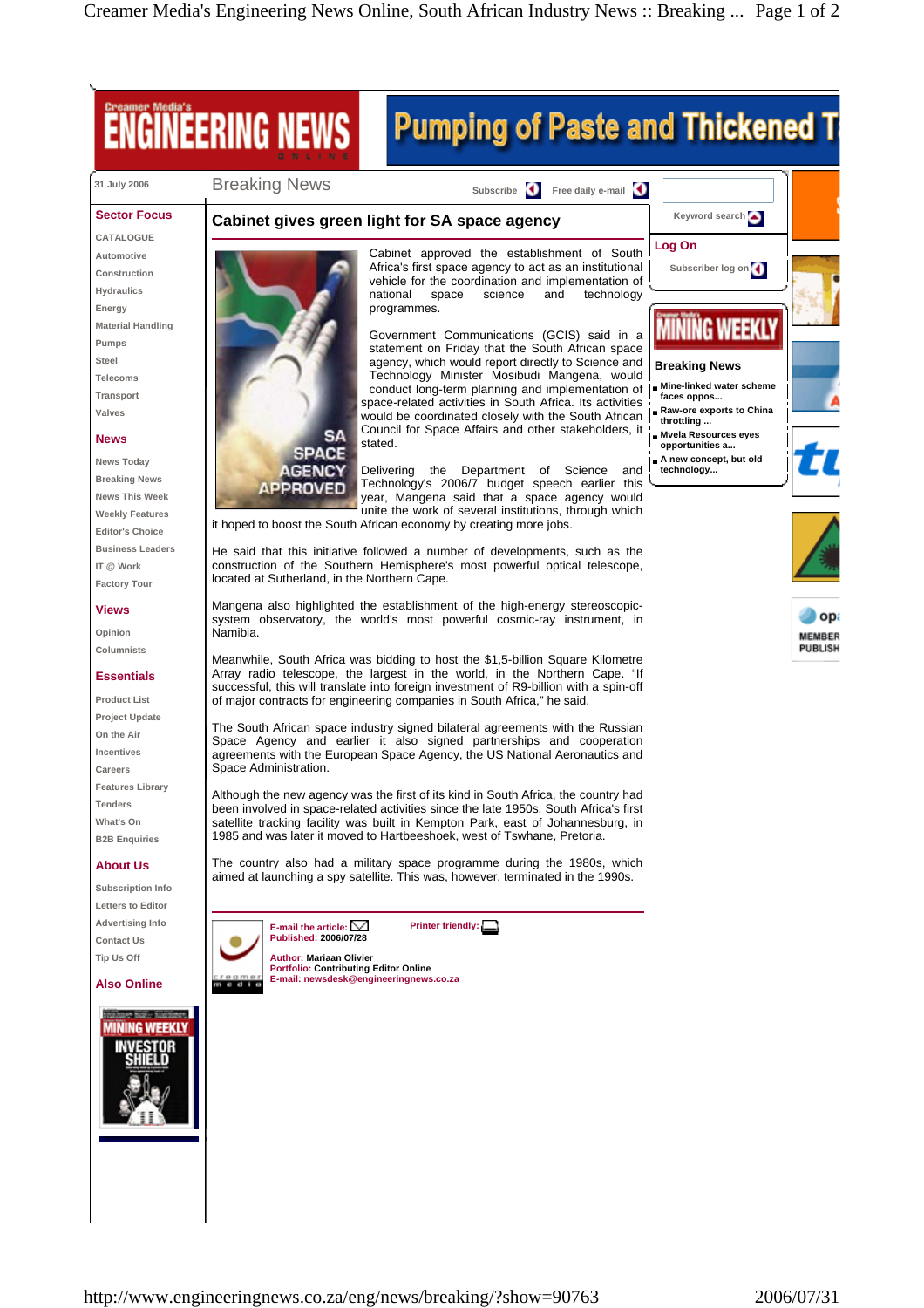31 July 2006

Breaking News

# Cabinet gives green light for SA space agency

Cabinet approved the establishment of South Africa's first space agency to act as an institutional vehicle for the coordination and implementation of national space science and technology programmes.

Government Communications (GCIS) said in a statement on Friday that the South African space agency, which would report directly to Science and Technology Minister Mosibudi Mangena, would conduct long-term planning and implementation of space-related activities in South Africa. Its activities would be coordinated closely with the South African Council for Space Affairs and other stakeholders, it stated.

Delivering the Department of Science and Technology's 2006/7 budget speech earlier this year, Mangena said that a space agency would unite the work of several institutions, through which it hoped to boost the South African economy by creating more jobs.

He said that this initiative followed a number of developments, such as the construction of the Southern Hemisphere's most powerful optical telescope, located at Sutherland, in the Northern Cape.

Mangena also highlighted the establishment of the high-energy stereoscopic-system observatory, the world's most powerful cosmic-ray instrument, in Namibia.

Meanwhile, South Africa was bidding to host the $1,5-billion Square Kilometre Array radio telescope, the largest in the world, in the Northern Cape. "If successful, this will translate into foreign investment of R9-billion with a spin-off of major contracts for engineering companies in South Africa," he said.

The South African space industry signed bilateral agreements with the Russian Space Agency and earlier it also signed partnerships and cooperation agreements with the European Space Agency, the US National Aeronautics and Space Administration.

Although the new agency was the first of its kind in South Africa, the country had been involved in space-related activities since the late 1950s. South Africa's first satellite tracking facility was built in Kempton Park, east of Johannesburg, in 1985 and was later it moved to Hartbeeshoek, west of Tswhane, Pretoria.

The country also had a military space programme during the 1980s, which aimed at launching a spy satellite. This was, however, terminated in the 1990s.

**Published:** 2006/07/28

**Author:** Mariaan Olivier
**Portfolio:** Contributing Editor Online
**E-mail:** newsdesk@engineeringnews.co.za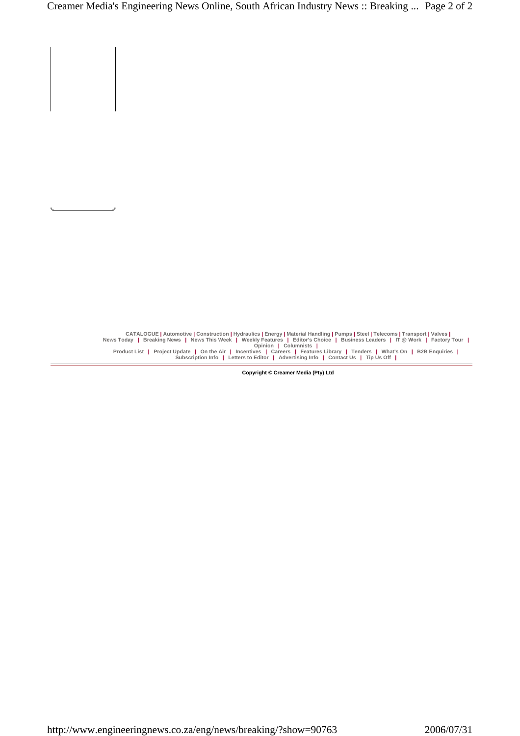CATALOGUE | Automotive | Construction | Hydraulics | Energy | Material Handling | Pumps | Steel | Telecoms | Transport | Valves |
News Today | Breaking News | News This Week | Weekly Features | Editor's Choice | Business Leaders | IT @ Work | Factory Tour |
Opinion | Columnists |
Product List | Project Update | On the Air | Incentives | Careers | Features Library | Tenders | What's On | B2B Enquiries |
Subscription Info | Letters to Editor | Advertising Info | Contact Us | Tip Us Off |

---

**Copyright © Creamer Media (Pty) Ltd**